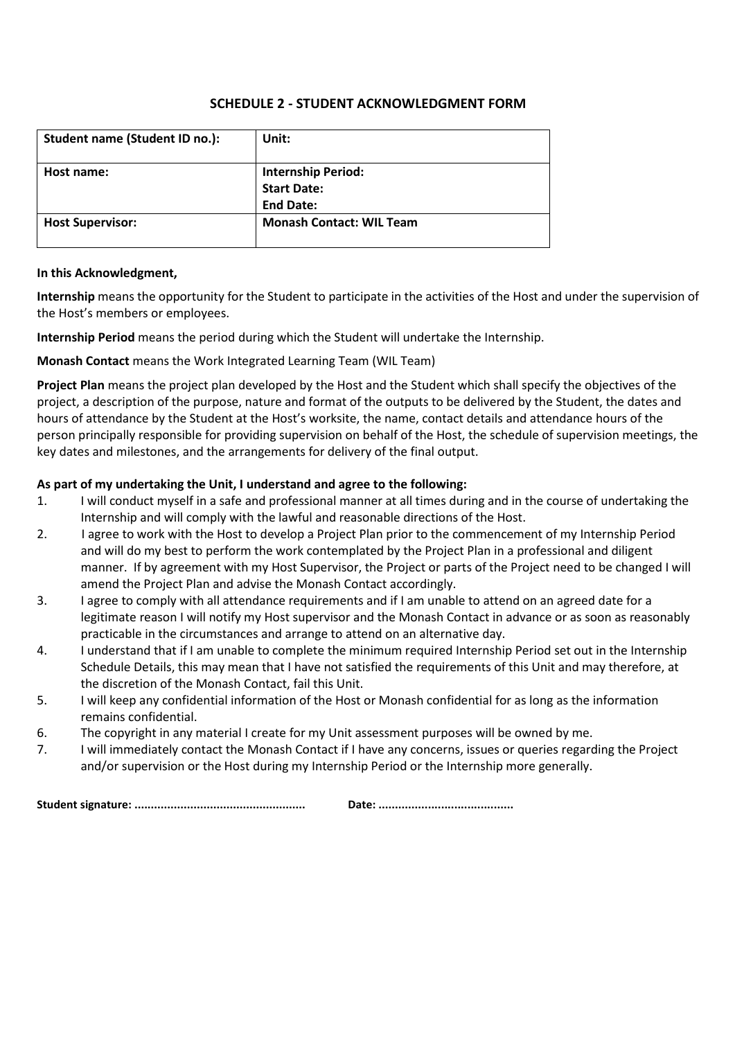## SCHEDULE 2 - STUDENT ACKNOWLEDGMENT FORM

| **Student name (Student ID no.):** | **Unit:** |
|---|---|
| **Host name:** | **Internship Period:**<br>**Start Date:**<br>**End Date:** |
| **Host Supervisor:** | **Monash Contact: WIL Team** |

**In this Acknowledgment,**

**Internship** means the opportunity for the Student to participate in the activities of the Host and under the supervision of the Host's members or employees.

**Internship Period** means the period during which the Student will undertake the Internship.

**Monash Contact** means the Work Integrated Learning Team (WIL Team)

**Project Plan** means the project plan developed by the Host and the Student which shall specify the objectives of the project, a description of the purpose, nature and format of the outputs to be delivered by the Student, the dates and hours of attendance by the Student at the Host's worksite, the name, contact details and attendance hours of the person principally responsible for providing supervision on behalf of the Host, the schedule of supervision meetings, the key dates and milestones, and the arrangements for delivery of the final output.

**As part of my undertaking the Unit, I understand and agree to the following:**

1. I will conduct myself in a safe and professional manner at all times during and in the course of undertaking the Internship and will comply with the lawful and reasonable directions of the Host.
2. I agree to work with the Host to develop a Project Plan prior to the commencement of my Internship Period and will do my best to perform the work contemplated by the Project Plan in a professional and diligent manner. If by agreement with my Host Supervisor, the Project or parts of the Project need to be changed I will amend the Project Plan and advise the Monash Contact accordingly.
3. I agree to comply with all attendance requirements and if I am unable to attend on an agreed date for a legitimate reason I will notify my Host supervisor and the Monash Contact in advance or as soon as reasonably practicable in the circumstances and arrange to attend on an alternative day.
4. I understand that if I am unable to complete the minimum required Internship Period set out in the Internship Schedule Details, this may mean that I have not satisfied the requirements of this Unit and may therefore, at the discretion of the Monash Contact, fail this Unit.
5. I will keep any confidential information of the Host or Monash confidential for as long as the information remains confidential.
6. The copyright in any material I create for my Unit assessment purposes will be owned by me.
7. I will immediately contact the Monash Contact if I have any concerns, issues or queries regarding the Project and/or supervision or the Host during my Internship Period or the Internship more generally.

**Student signature: ..................................................** **Date: ........................................**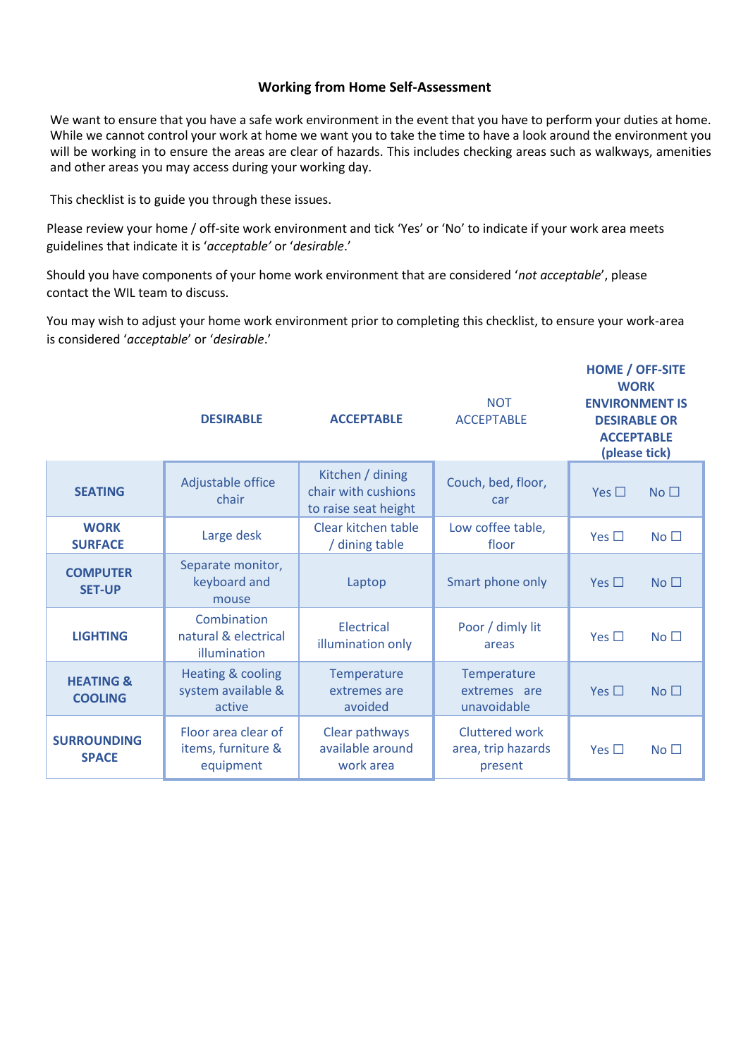# Working from Home Self-Assessment

We want to ensure that you have a safe work environment in the event that you have to perform your duties at home. While we cannot control your work at home we want you to take the time to have a look around the environment you will be working in to ensure the areas are clear of hazards. This includes checking areas such as walkways, amenities and other areas you may access during your working day.

This checklist is to guide you through these issues.

Please review your home / off-site work environment and tick 'Yes' or 'No' to indicate if your work area meets guidelines that indicate it is '*acceptable'* or '*desirable*.'

Should you have components of your home work environment that are considered '*not acceptable*', please contact the WIL team to discuss.

You may wish to adjust your home work environment prior to completing this checklist, to ensure your work-area is considered '*acceptable*' or '*desirable*.'

| | **DESIRABLE** | **ACCEPTABLE** | NOT ACCEPTABLE | **HOME / OFF-SITE WORK ENVIRONMENT IS DESIRABLE OR ACCEPTABLE (please tick)** |
|---|---|---|---|---|
| **SEATING** | Adjustable office chair | Kitchen / dining chair with cushions to raise seat height | Couch, bed, floor, car | Yes ☐ No ☐ |
| **WORK SURFACE** | Large desk | Clear kitchen table / dining table | Low coffee table, floor | Yes ☐ No ☐ |
| **COMPUTER SET-UP** | Separate monitor, keyboard and mouse | Laptop | Smart phone only | Yes ☐ No ☐ |
| **LIGHTING** | Combination natural & electrical illumination | Electrical illumination only | Poor / dimly lit areas | Yes ☐ No ☐ |
| **HEATING & COOLING** | Heating & cooling system available & active | Temperature extremes are avoided | Temperature extremes are unavoidable | Yes ☐ No ☐ |
| **SURROUNDING SPACE** | Floor area clear of items, furniture & equipment | Clear pathways available around work area | Cluttered work area, trip hazards present | Yes ☐ No ☐ |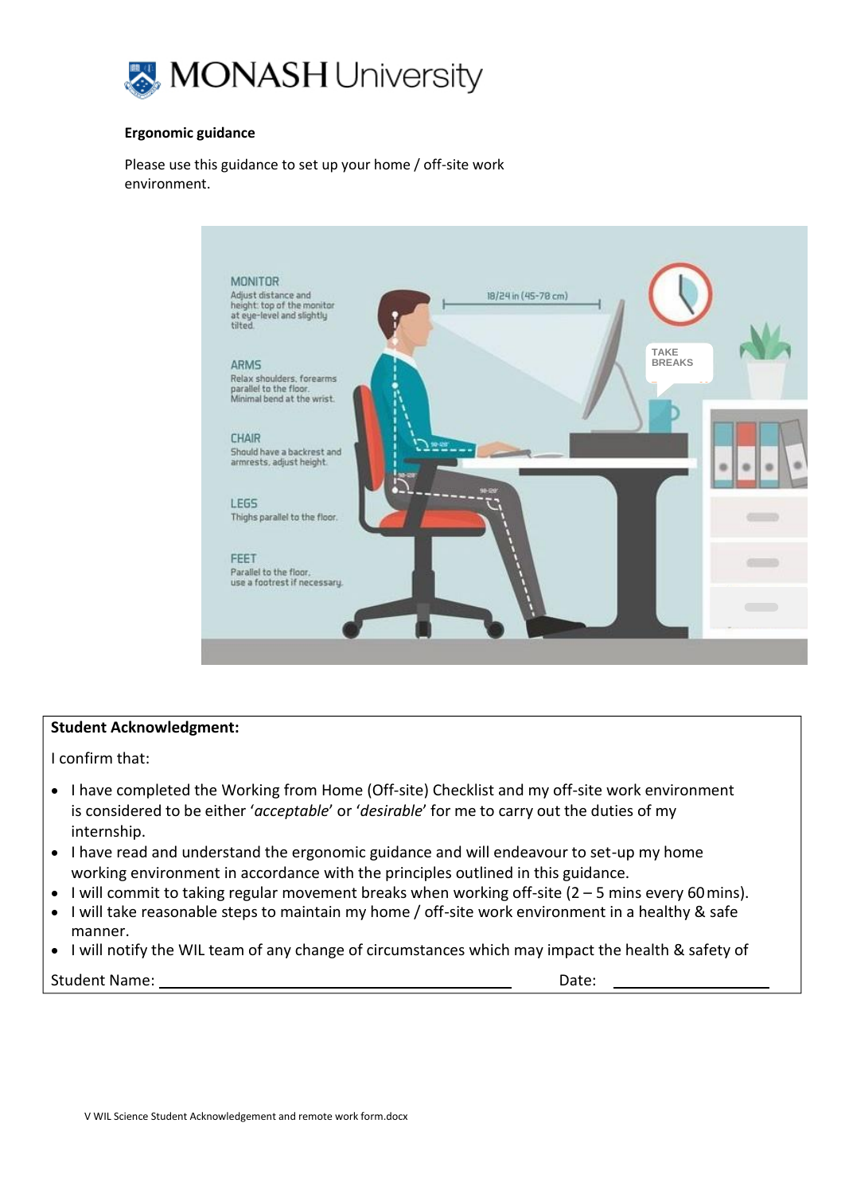**Ergonomic guidance**

Please use this guidance to set up your home / off-site work environment.

MONITOR
Adjust distance and height: top of the monitor at eye-level and slightly tilted.

18/24 in (45-70 cm)

ARMS
Relax shoulders, forearms parallel to the floor. Minimal bend at the wrist.

CHAIR
Should have a backrest and armrests, adjust height.

LEGS
Thighs parallel to the floor.

FEET
Parallel to the floor, use a footrest if necessary.

TAKE BREAKS

**Student Acknowledgment:**

I confirm that:

- I have completed the Working from Home (Off-site) Checklist and my off-site work environment is considered to be either '*acceptable*' or '*desirable*' for me to carry out the duties of my internship.
- I have read and understand the ergonomic guidance and will endeavour to set-up my home working environment in accordance with the principles outlined in this guidance.
- I will commit to taking regular movement breaks when working off-site (2 – 5 mins every 60 mins).
- I will take reasonable steps to maintain my home / off-site work environment in a healthy & safe manner.
- I will notify the WIL team of any change of circumstances which may impact the health & safety of

Student Name: ______________________________ Date: ________________